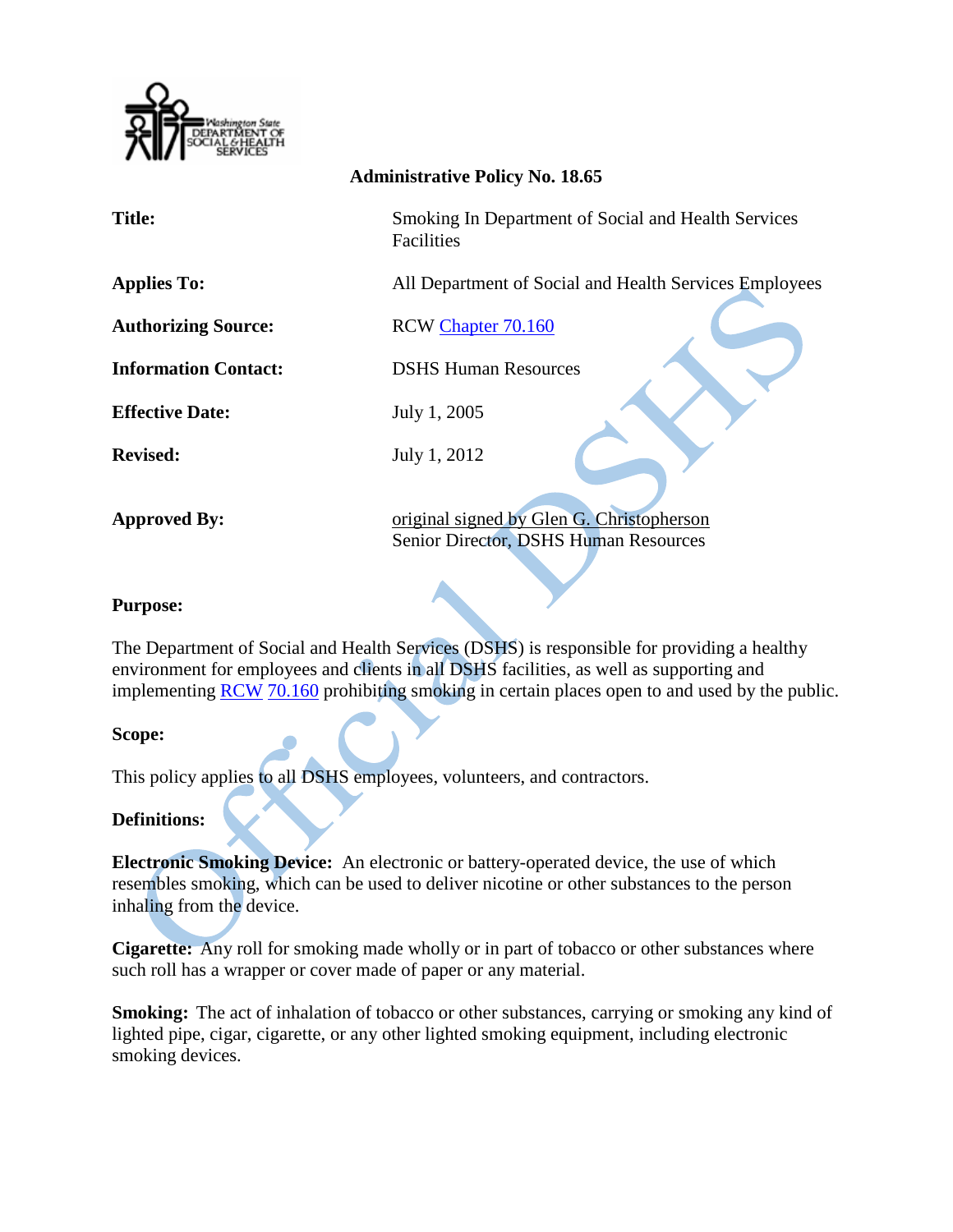Washington State DEPARTMENT OF SOCIAL & HEALTH SERVICES

# Administrative Policy No. 18.65

| | |
|---|---|
| **Title:** | Smoking In Department of Social and Health Services Facilities |
| **Applies To:** | All Department of Social and Health Services Employees |
| **Authorizing Source:** | RCW Chapter 70.160 |
| **Information Contact:** | DSHS Human Resources |
| **Effective Date:** | July 1, 2005 |
| **Revised:** | July 1, 2012 |
| **Approved By:** | original signed by Glen G. Christopherson<br>Senior Director, DSHS Human Resources |

**Purpose:**

The Department of Social and Health Services (DSHS) is responsible for providing a healthy environment for employees and clients in all DSHS facilities, as well as supporting and implementing RCW 70.160 prohibiting smoking in certain places open to and used by the public.

**Scope:**

This policy applies to all DSHS employees, volunteers, and contractors.

**Definitions:**

**Electronic Smoking Device:** An electronic or battery-operated device, the use of which resembles smoking, which can be used to deliver nicotine or other substances to the person inhaling from the device.

**Cigarette:** Any roll for smoking made wholly or in part of tobacco or other substances where such roll has a wrapper or cover made of paper or any material.

**Smoking:** The act of inhalation of tobacco or other substances, carrying or smoking any kind of lighted pipe, cigar, cigarette, or any other lighted smoking equipment, including electronic smoking devices.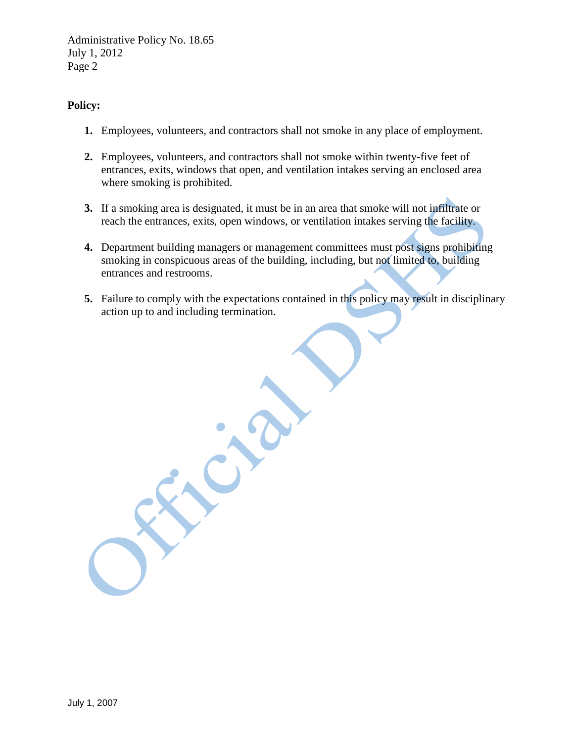**Policy:**

1. Employees, volunteers, and contractors shall not smoke in any place of employment.

2. Employees, volunteers, and contractors shall not smoke within twenty-five feet of entrances, exits, windows that open, and ventilation intakes serving an enclosed area where smoking is prohibited.

3. If a smoking area is designated, it must be in an area that smoke will not infiltrate or reach the entrances, exits, open windows, or ventilation intakes serving the facility.

4. Department building managers or management committees must post signs prohibiting smoking in conspicuous areas of the building, including, but not limited to, building entrances and restrooms.

5. Failure to comply with the expectations contained in this policy may result in disciplinary action up to and including termination.